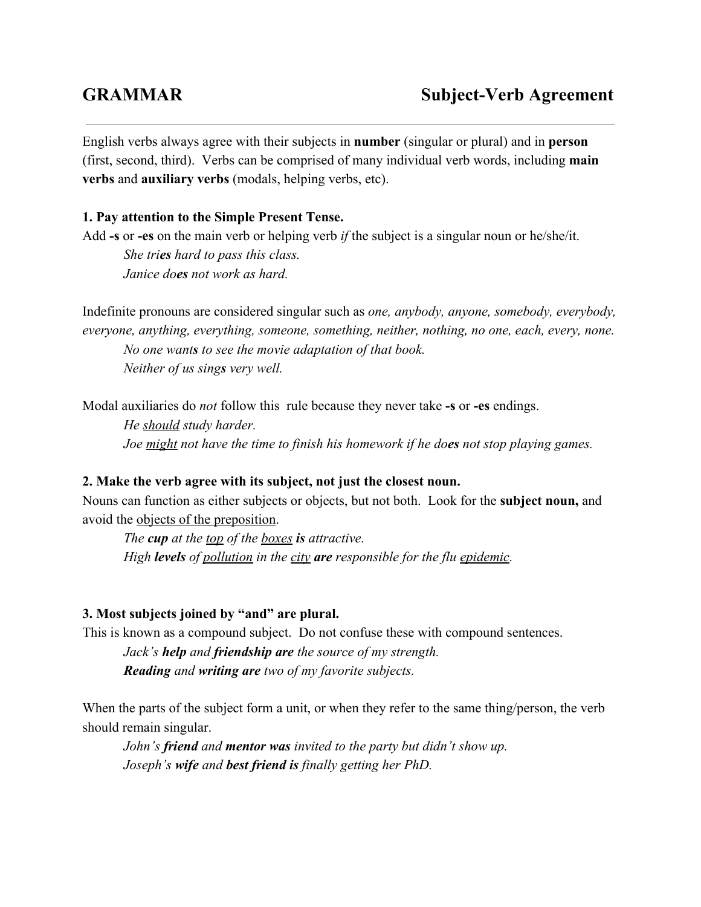# GRAMMAR — Subject-Verb Agreement

English verbs always agree with their subjects in **number** (singular or plural) and in **person** (first, second, third). Verbs can be comprised of many individual verb words, including **main verbs** and **auxiliary verbs** (modals, helping verbs, etc).

### 1. Pay attention to the Simple Present Tense.

Add **-s** or **-es** on the main verb or helping verb *if* the subject is a singular noun or he/she/it.

> *She tri**es** hard to pass this class.*
> *Janice do**es** not work as hard.*

Indefinite pronouns are considered singular such as *one, anybody, anyone, somebody, everybody, everyone, anything, everything, someone, something, neither, nothing, no one, each, every, none.*

> *No one want**s** to see the movie adaptation of that book.*
> *Neither of us sing**s** very well.*

Modal auxiliaries do *not* follow this rule because they never take **-s** or **-es** endings.

> *He <u>should</u> study harder.*
> *Joe <u>might</u> not have the time to finish his homework if he do**es** not stop playing games.*

### 2. Make the verb agree with its subject, not just the closest noun.

Nouns can function as either subjects or objects, but not both. Look for the **subject noun,** and avoid the <u>objects of the preposition</u>.

> *The **cup** at the <u>top</u> of the <u>boxes</u> **is** attractive.*
> *High **levels** of <u>pollution</u> in the <u>city</u> **are** responsible for the flu <u>epidemic</u>.*

### 3. Most subjects joined by "and" are plural.

This is known as a compound subject. Do not confuse these with compound sentences.

> *Jack's **help** and **friendship are** the source of my strength.*
> ***Reading** and **writing are** two of my favorite subjects.*

When the parts of the subject form a unit, or when they refer to the same thing/person, the verb should remain singular.

> *John's **friend** and **mentor was** invited to the party but didn't show up.*
> *Joseph's **wife** and **best friend is** finally getting her PhD.*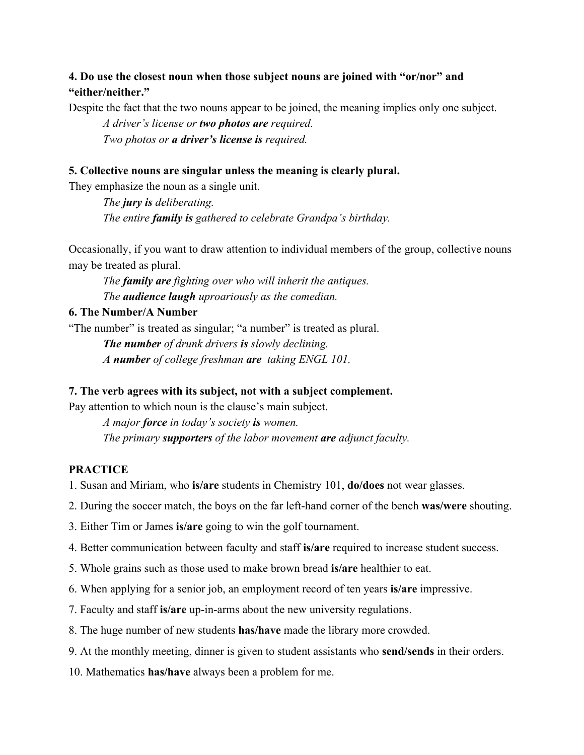**4. Do use the closest noun when those subject nouns are joined with "or/nor" and "either/neither."**

Despite the fact that the two nouns appear to be joined, the meaning implies only one subject.

> *A driver's license or* ***two photos are*** *required.*
> *Two photos or* ***a driver's license is*** *required.*

**5. Collective nouns are singular unless the meaning is clearly plural.**

They emphasize the noun as a single unit.

> *The* ***jury is*** *deliberating.*
> *The entire* ***family is*** *gathered to celebrate Grandpa's birthday.*

Occasionally, if you want to draw attention to individual members of the group, collective nouns may be treated as plural.

> *The* ***family are*** *fighting over who will inherit the antiques.*
> *The* ***audience laugh*** *uproariously as the comedian.*

**6. The Number/A Number**

"The number" is treated as singular; "a number" is treated as plural.

> ***The number*** *of drunk drivers* ***is*** *slowly declining.*
> ***A number*** *of college freshman* ***are*** *taking ENGL 101.*

**7. The verb agrees with its subject, not with a subject complement.**

Pay attention to which noun is the clause's main subject.

> *A major* ***force*** *in today's society* ***is*** *women.*
> *The primary* ***supporters*** *of the labor movement* ***are*** *adjunct faculty.*

**PRACTICE**

1. Susan and Miriam, who **is/are** students in Chemistry 101, **do/does** not wear glasses.
2. During the soccer match, the boys on the far left-hand corner of the bench **was/were** shouting.
3. Either Tim or James **is/are** going to win the golf tournament.
4. Better communication between faculty and staff **is/are** required to increase student success.
5. Whole grains such as those used to make brown bread **is/are** healthier to eat.
6. When applying for a senior job, an employment record of ten years **is/are** impressive.
7. Faculty and staff **is/are** up-in-arms about the new university regulations.
8. The huge number of new students **has/have** made the library more crowded.
9. At the monthly meeting, dinner is given to student assistants who **send/sends** in their orders.
10. Mathematics **has/have** always been a problem for me.